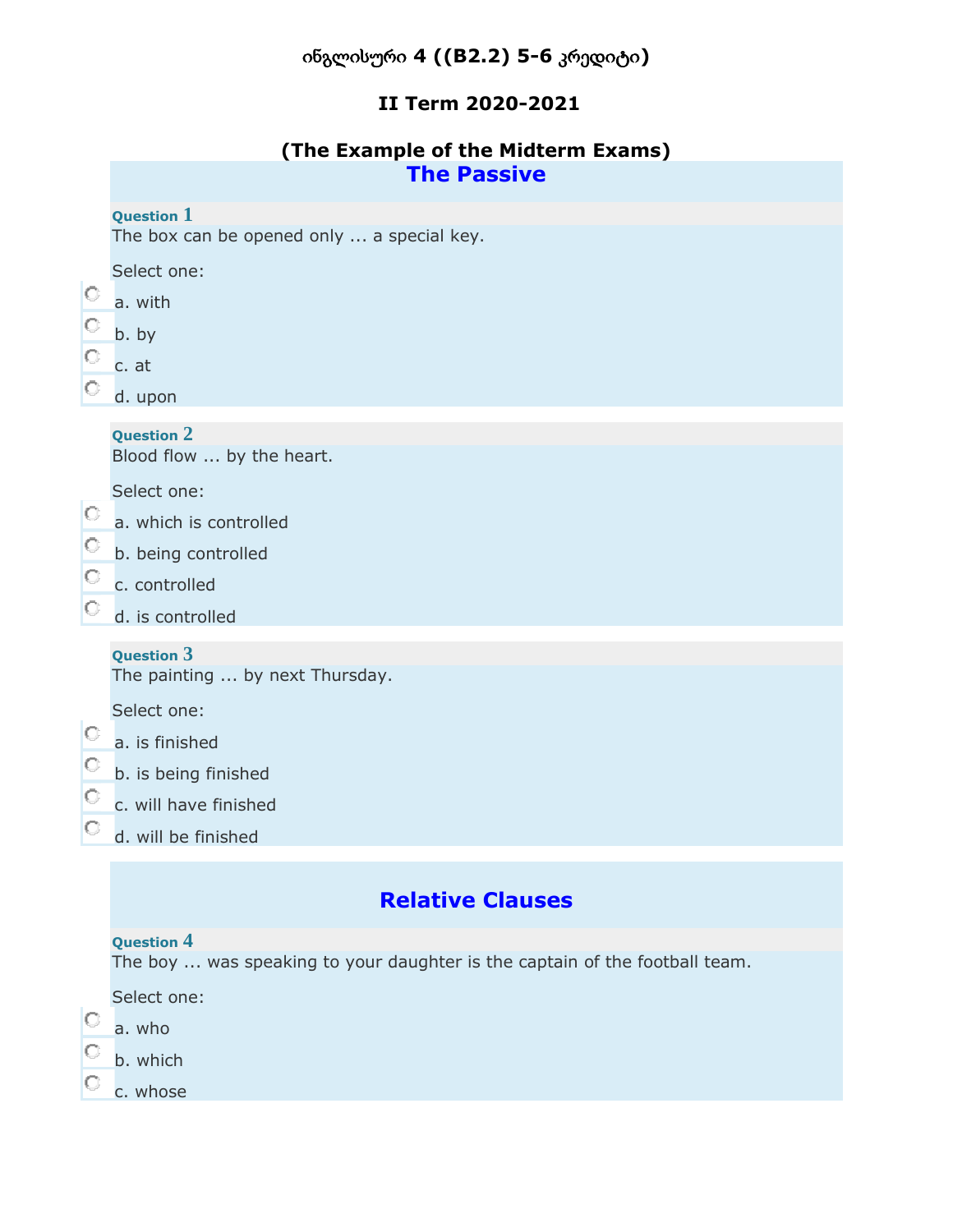# ინგლისური 4 ((B2.2) 5-6 კრედიტი)

## II Term 2020-2021

## (The Example of the Midterm Exams)

## The Passive

**Question 1**

The box can be opened only ... a special key.

Select one:

- a. with
- b. by
- c. at
- d. upon

**Question 2**

Blood flow ... by the heart.

Select one:

- a. which is controlled
- b. being controlled
- c. controlled
- d. is controlled

**Question 3**

The painting ... by next Thursday.

Select one:

- a. is finished
- b. is being finished
- c. will have finished
- d. will be finished

## Relative Clauses

**Question 4**

The boy ... was speaking to your daughter is the captain of the football team.

Select one:

- a. who
- b. which
- c. whose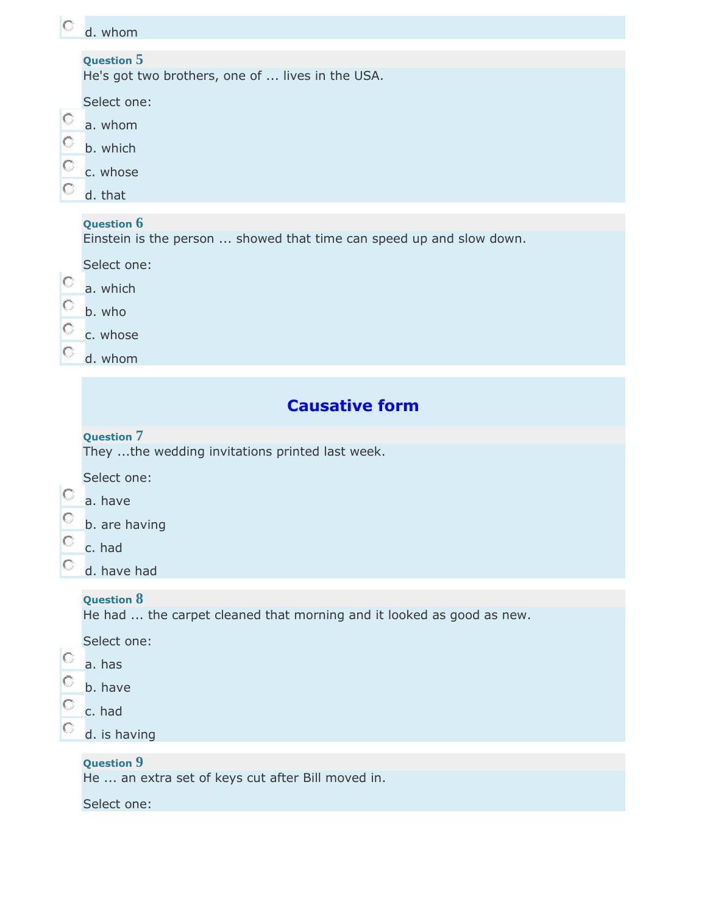d. whom

**Question 5**

He's got two brothers, one of ... lives in the USA.

Select one:

a. whom

b. which

c. whose

d. that

**Question 6**

Einstein is the person ... showed that time can speed up and slow down.

Select one:

a. which

b. who

c. whose

d. whom

## Causative form

**Question 7**

They ...the wedding invitations printed last week.

Select one:

a. have

b. are having

c. had

d. have had

**Question 8**

He had ... the carpet cleaned that morning and it looked as good as new.

Select one:

a. has

b. have

c. had

d. is having

**Question 9**

He ... an extra set of keys cut after Bill moved in.

Select one: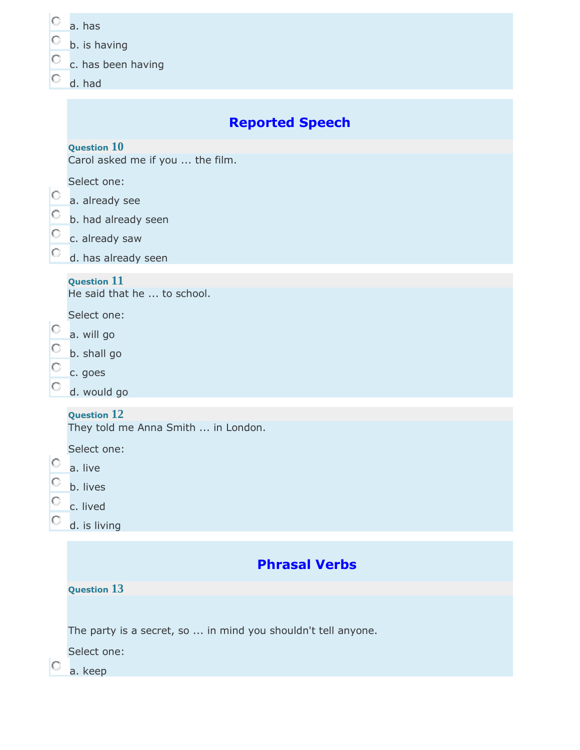- a. has
- b. is having
- c. has been having
- d. had

## Reported Speech

**Question 10**

Carol asked me if you ... the film.

Select one:

- a. already see
- b. had already seen
- c. already saw
- d. has already seen

**Question 11**

He said that he ... to school.

Select one:

- a. will go
- b. shall go
- c. goes
- d. would go

**Question 12**

They told me Anna Smith ... in London.

Select one:

- a. live
- b. lives
- c. lived
- d. is living

## Phrasal Verbs

**Question 13**

The party is a secret, so ... in mind you shouldn't tell anyone.

Select one:

- a. keep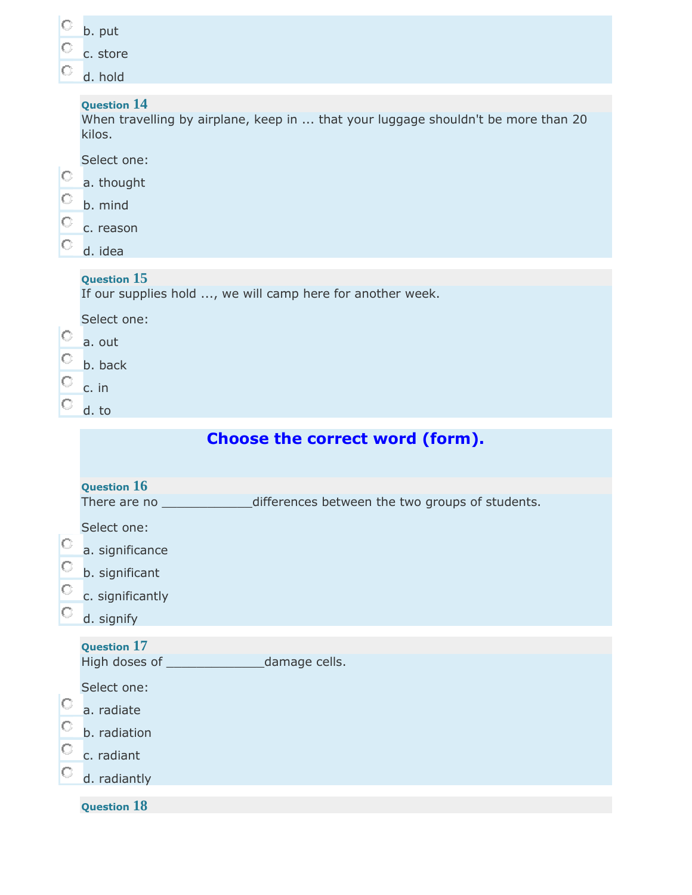- b. put
- c. store
- d. hold

**Question 14**

When travelling by airplane, keep in ... that your luggage shouldn't be more than 20 kilos.

Select one:

- a. thought
- b. mind
- c. reason
- d. idea

**Question 15**

If our supplies hold ..., we will camp here for another week.

Select one:

- a. out
- b. back
- c. in
- d. to

## Choose the correct word (form).

**Question 16**

There are no _____________differences between the two groups of students.

Select one:

- a. significance
- b. significant
- c. significantly
- d. signify

**Question 17**

High doses of ______________damage cells.

Select one:

- a. radiate
- b. radiation
- c. radiant
- d. radiantly

**Question 18**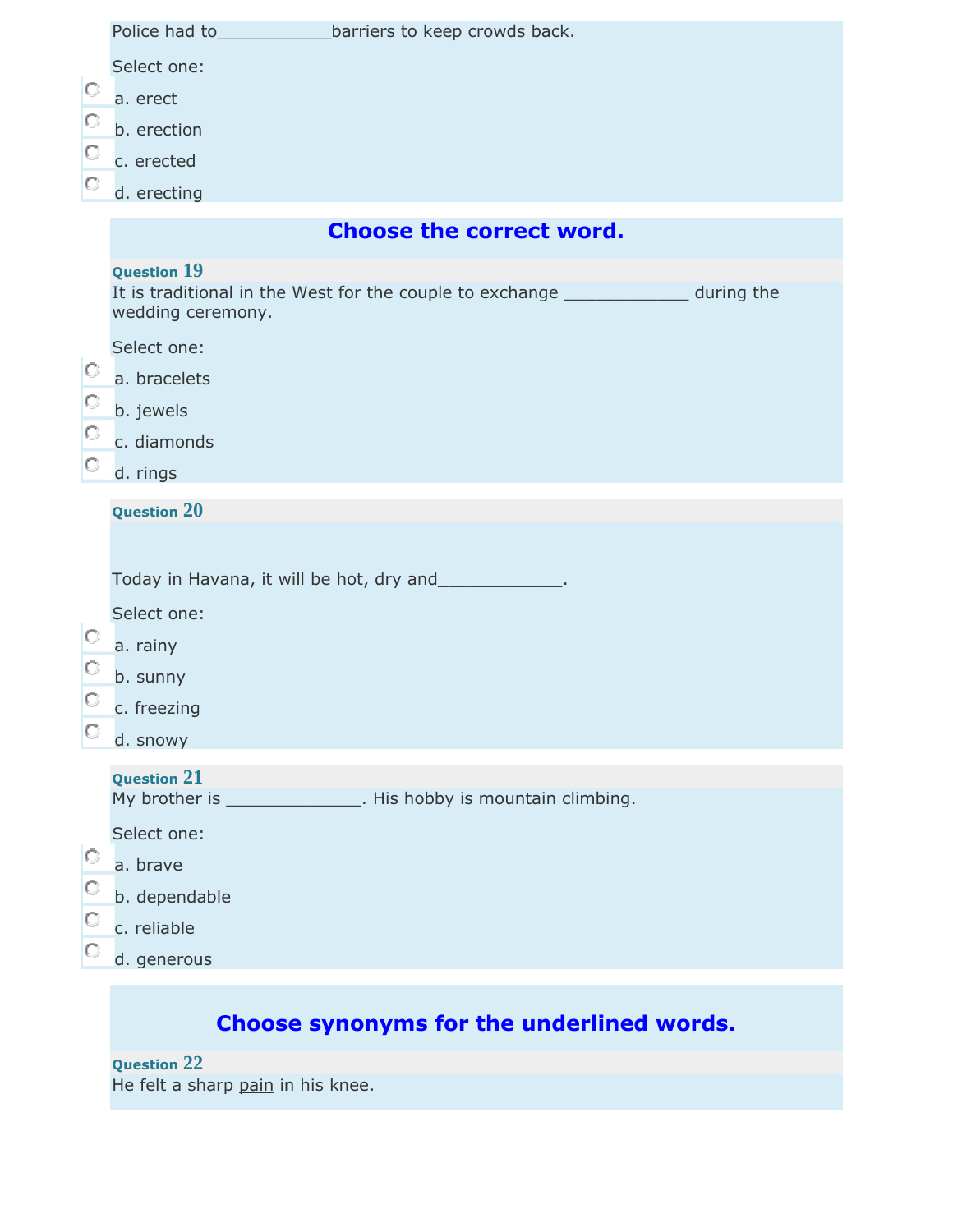Police had to___________barriers to keep crowds back.

Select one:

- a. erect
- b. erection
- c. erected
- d. erecting

## Choose the correct word.

**Question 19**

It is traditional in the West for the couple to exchange _____________ during the wedding ceremony.

Select one:

- a. bracelets
- b. jewels
- c. diamonds
- d. rings

**Question 20**

Today in Havana, it will be hot, dry and____________.

Select one:

- a. rainy
- b. sunny
- c. freezing
- d. snowy

**Question 21**

My brother is ______________. His hobby is mountain climbing.

Select one:

- a. brave
- b. dependable
- c. reliable
- d. generous

## Choose synonyms for the underlined words.

**Question 22**

He felt a sharp <u>pain</u> in his knee.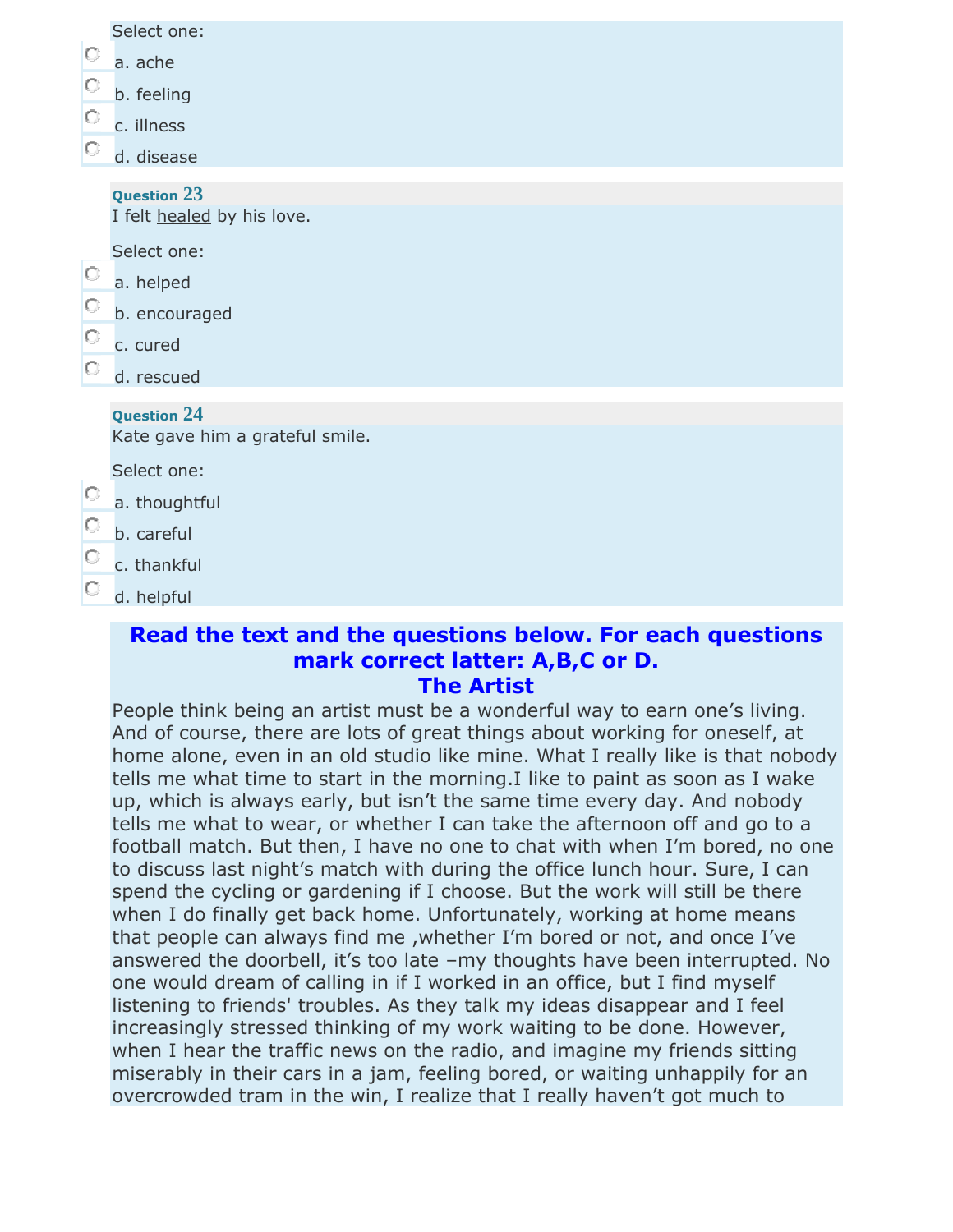Select one:

a. ache

b. feeling

c. illness

d. disease

**Question 23**

I felt healed by his love.

Select one:

a. helped

b. encouraged

c. cured

d. rescued

**Question 24**

Kate gave him a grateful smile.

Select one:

a. thoughtful

b. careful

c. thankful

d. helpful

## Read the text and the questions below. For each questions mark correct latter: A,B,C or D.

## The Artist

People think being an artist must be a wonderful way to earn one's living. And of course, there are lots of great things about working for oneself, at home alone, even in an old studio like mine. What I really like is that nobody tells me what time to start in the morning.I like to paint as soon as I wake up, which is always early, but isn't the same time every day. And nobody tells me what to wear, or whether I can take the afternoon off and go to a football match. But then, I have no one to chat with when I'm bored, no one to discuss last night's match with during the office lunch hour. Sure, I can spend the cycling or gardening if I choose. But the work will still be there when I do finally get back home. Unfortunately, working at home means that people can always find me ,whether I'm bored or not, and once I've answered the doorbell, it's too late –my thoughts have been interrupted. No one would dream of calling in if I worked in an office, but I find myself listening to friends' troubles. As they talk my ideas disappear and I feel increasingly stressed thinking of my work waiting to be done. However, when I hear the traffic news on the radio, and imagine my friends sitting miserably in their cars in a jam, feeling bored, or waiting unhappily for an overcrowded tram in the win, I realize that I really haven't got much to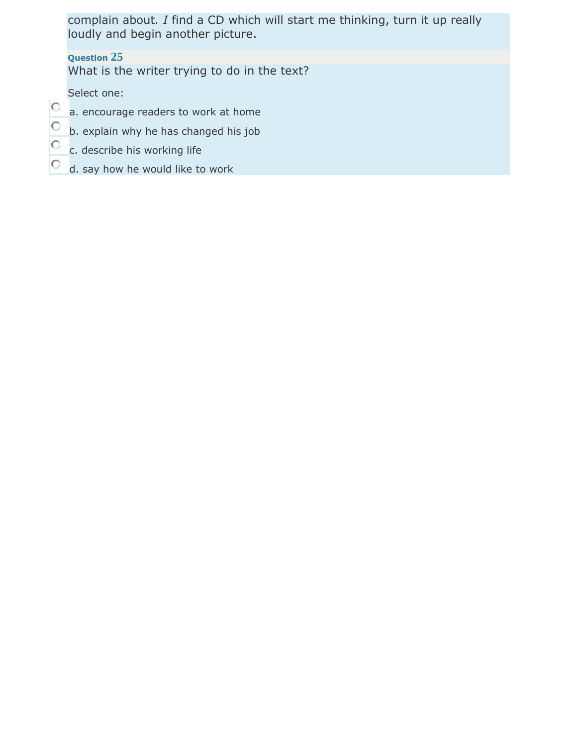complain about. *I* find a CD which will start me thinking, turn it up really loudly and begin another picture.

**Question 25**

What is the writer trying to do in the text?

Select one:

- a. encourage readers to work at home
- b. explain why he has changed his job
- c. describe his working life
- d. say how he would like to work